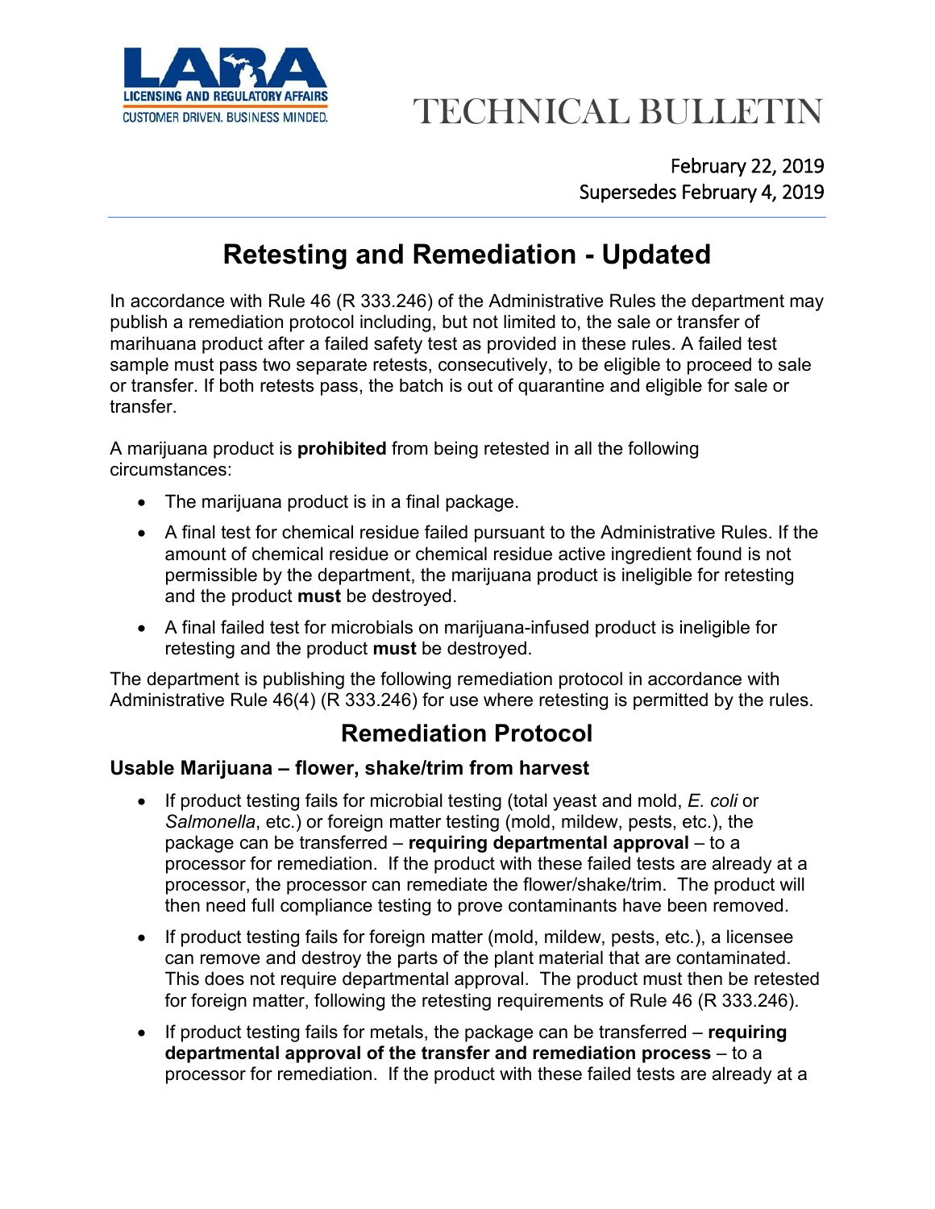# TECHNICAL BULLETIN

February 22, 2019
Supersedes February 4, 2019

## Retesting and Remediation - Updated

In accordance with Rule 46 (R 333.246) of the Administrative Rules the department may publish a remediation protocol including, but not limited to, the sale or transfer of marihuana product after a failed safety test as provided in these rules. A failed test sample must pass two separate retests, consecutively, to be eligible to proceed to sale or transfer. If both retests pass, the batch is out of quarantine and eligible for sale or transfer.

A marijuana product is **prohibited** from being retested in all the following circumstances:

- The marijuana product is in a final package.
- A final test for chemical residue failed pursuant to the Administrative Rules. If the amount of chemical residue or chemical residue active ingredient found is not permissible by the department, the marijuana product is ineligible for retesting and the product **must** be destroyed.
- A final failed test for microbials on marijuana-infused product is ineligible for retesting and the product **must** be destroyed.

The department is publishing the following remediation protocol in accordance with Administrative Rule 46(4) (R 333.246) for use where retesting is permitted by the rules.

## Remediation Protocol

### Usable Marijuana – flower, shake/trim from harvest

- If product testing fails for microbial testing (total yeast and mold, *E. coli* or *Salmonella*, etc.) or foreign matter testing (mold, mildew, pests, etc.), the package can be transferred – **requiring departmental approval** – to a processor for remediation. If the product with these failed tests are already at a processor, the processor can remediate the flower/shake/trim. The product will then need full compliance testing to prove contaminants have been removed.
- If product testing fails for foreign matter (mold, mildew, pests, etc.), a licensee can remove and destroy the parts of the plant material that are contaminated. This does not require departmental approval. The product must then be retested for foreign matter, following the retesting requirements of Rule 46 (R 333.246).
- If product testing fails for metals, the package can be transferred – **requiring departmental approval of the transfer and remediation process** – to a processor for remediation. If the product with these failed tests are already at a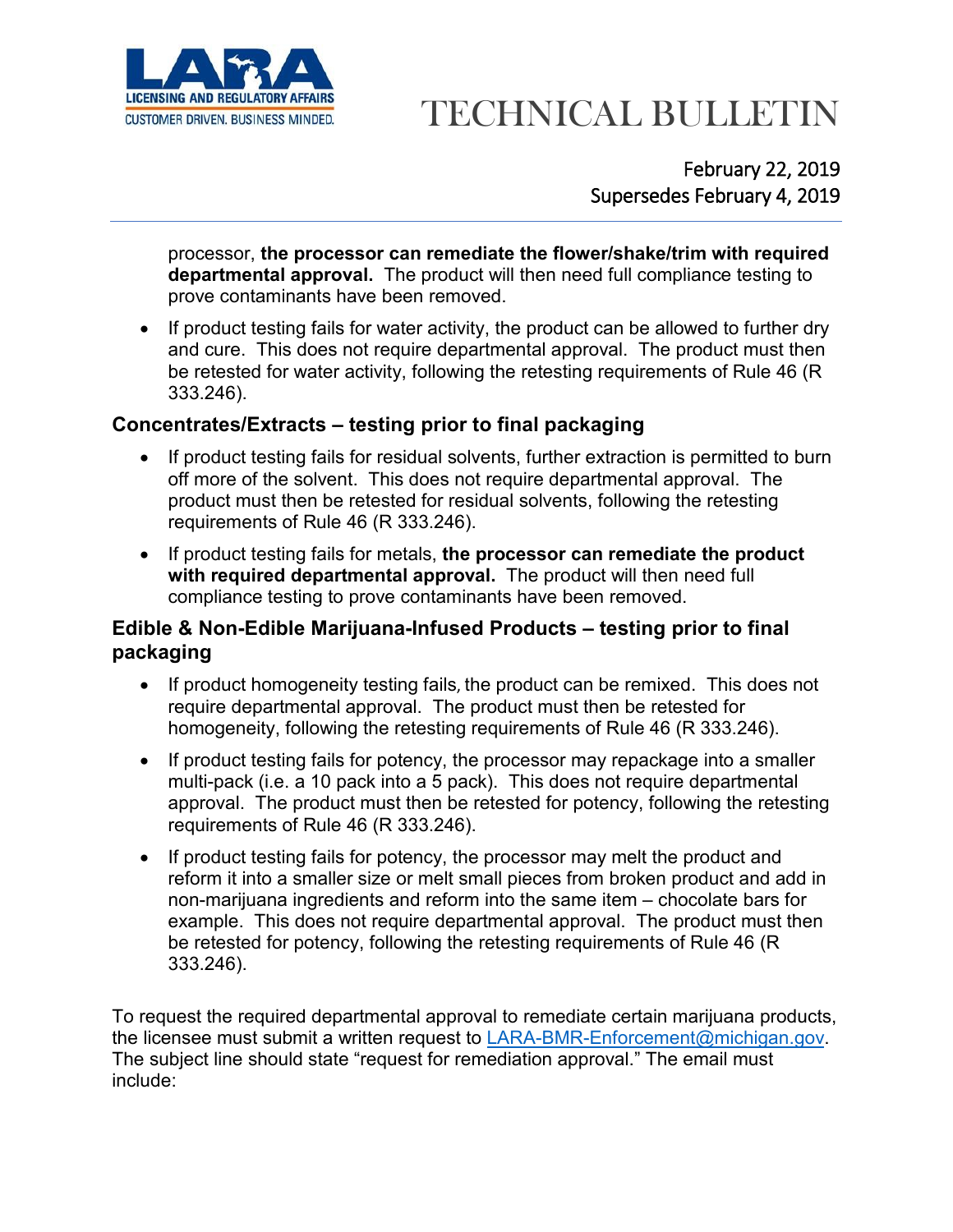processor, **the processor can remediate the flower/shake/trim with required departmental approval.** The product will then need full compliance testing to prove contaminants have been removed.

- If product testing fails for water activity, the product can be allowed to further dry and cure. This does not require departmental approval. The product must then be retested for water activity, following the retesting requirements of Rule 46 (R 333.246).

## Concentrates/Extracts – testing prior to final packaging

- If product testing fails for residual solvents, further extraction is permitted to burn off more of the solvent. This does not require departmental approval. The product must then be retested for residual solvents, following the retesting requirements of Rule 46 (R 333.246).
- If product testing fails for metals, **the processor can remediate the product with required departmental approval.** The product will then need full compliance testing to prove contaminants have been removed.

## Edible & Non-Edible Marijuana-Infused Products – testing prior to final packaging

- If product homogeneity testing fails, the product can be remixed. This does not require departmental approval. The product must then be retested for homogeneity, following the retesting requirements of Rule 46 (R 333.246).
- If product testing fails for potency, the processor may repackage into a smaller multi-pack (i.e. a 10 pack into a 5 pack). This does not require departmental approval. The product must then be retested for potency, following the retesting requirements of Rule 46 (R 333.246).
- If product testing fails for potency, the processor may melt the product and reform it into a smaller size or melt small pieces from broken product and add in non-marijuana ingredients and reform into the same item – chocolate bars for example. This does not require departmental approval. The product must then be retested for potency, following the retesting requirements of Rule 46 (R 333.246).

To request the required departmental approval to remediate certain marijuana products, the licensee must submit a written request to LARA-BMR-Enforcement@michigan.gov. The subject line should state "request for remediation approval." The email must include: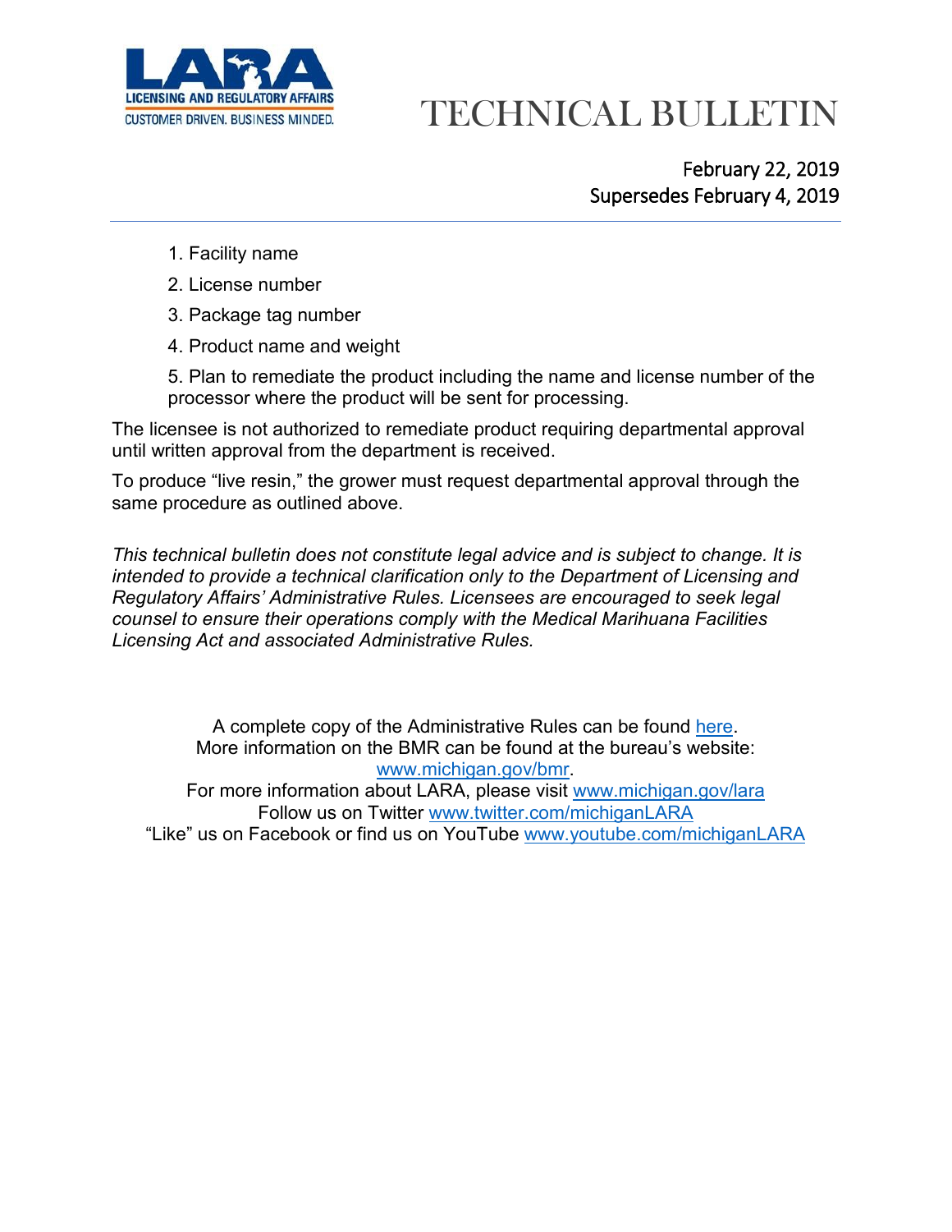1. Facility name
2. License number
3. Package tag number
4. Product name and weight
5. Plan to remediate the product including the name and license number of the processor where the product will be sent for processing.

The licensee is not authorized to remediate product requiring departmental approval until written approval from the department is received.

To produce "live resin," the grower must request departmental approval through the same procedure as outlined above.

*This technical bulletin does not constitute legal advice and is subject to change. It is intended to provide a technical clarification only to the Department of Licensing and Regulatory Affairs' Administrative Rules. Licensees are encouraged to seek legal counsel to ensure their operations comply with the Medical Marihuana Facilities Licensing Act and associated Administrative Rules.*

A complete copy of the Administrative Rules can be found here.
More information on the BMR can be found at the bureau's website: www.michigan.gov/bmr.
For more information about LARA, please visit www.michigan.gov/lara
Follow us on Twitter www.twitter.com/michiganLARA
"Like" us on Facebook or find us on YouTube www.youtube.com/michiganLARA